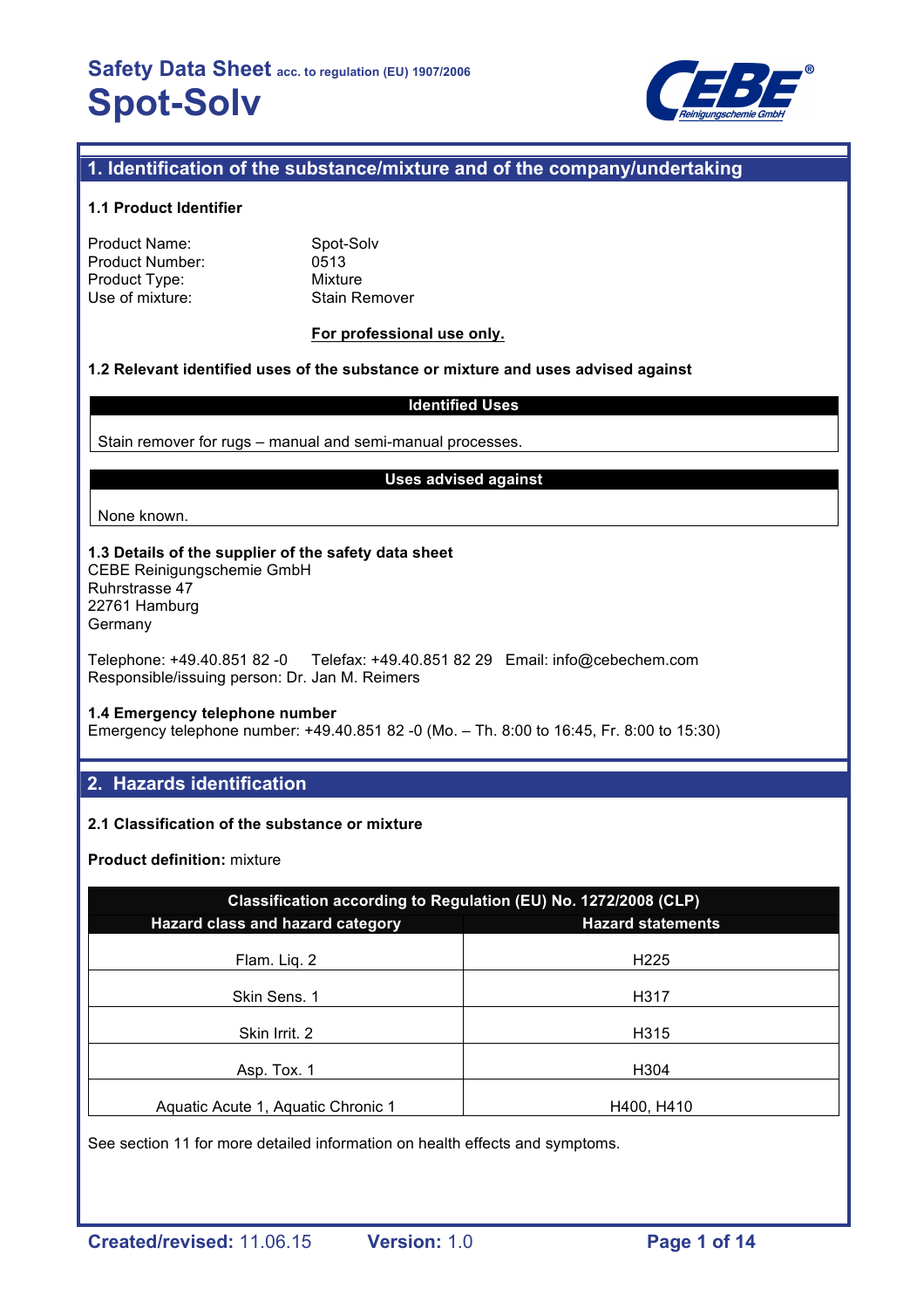# Safety Data Sheet acc. to regulation (EU) 1907/2006

# Spot-Solv

## 1. Identification of the substance/mixture and of the company/undertaking

### 1.1 Product Identifier

Product Name: Spot-Solv
Product Number: 0513
Product Type: Mixture
Use of mixture: Stain Remover

**For professional use only.**

### 1.2 Relevant identified uses of the substance or mixture and uses advised against

| Identified Uses |
|---|
| Stain remover for rugs – manual and semi-manual processes. |

| Uses advised against |
|---|
| None known. |

### 1.3 Details of the supplier of the safety data sheet

CEBE Reinigungschemie GmbH
Ruhrstrasse 47
22761 Hamburg
Germany

Telephone: +49.40.851 82 -0 Telefax: +49.40.851 82 29 Email: info@cebechem.com
Responsible/issuing person: Dr. Jan M. Reimers

### 1.4 Emergency telephone number

Emergency telephone number: +49.40.851 82 -0 (Mo. – Th. 8:00 to 16:45, Fr. 8:00 to 15:30)

## 2. Hazards identification

### 2.1 Classification of the substance or mixture

**Product definition:** mixture

| Classification according to Regulation (EU) No. 1272/2008 (CLP) | |
|---|---|
| **Hazard class and hazard category** | **Hazard statements** |
| Flam. Liq. 2 | H225 |
| Skin Sens. 1 | H317 |
| Skin Irrit. 2 | H315 |
| Asp. Tox. 1 | H304 |
| Aquatic Acute 1, Aquatic Chronic 1 | H400, H410 |

See section 11 for more detailed information on health effects and symptoms.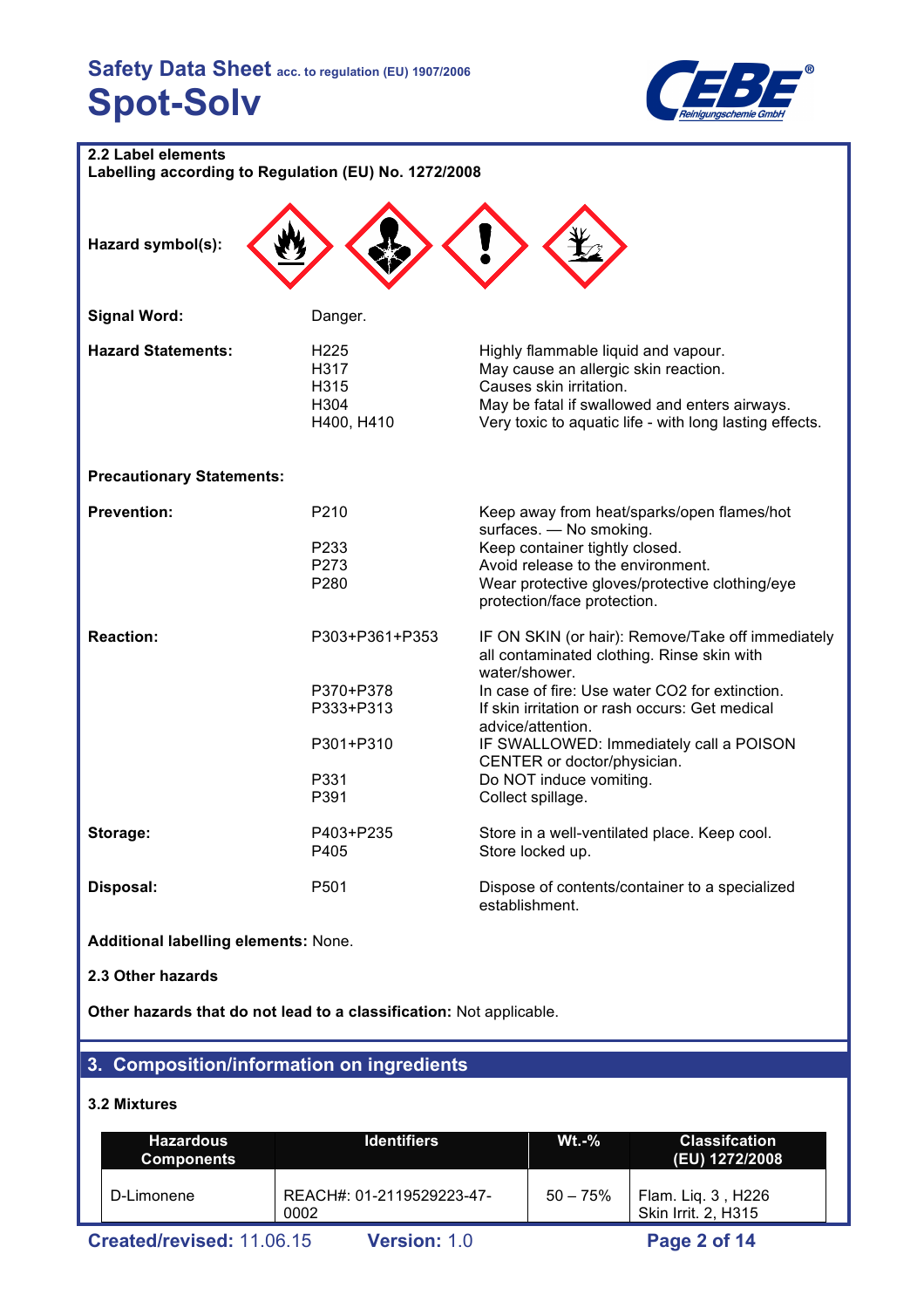### 2.2 Label elements

**Labelling according to Regulation (EU) No. 1272/2008**

**Hazard symbol(s):**

**Signal Word:** Danger.

**Hazard Statements:**

| | | |
|---|---|---|
| | H225 | Highly flammable liquid and vapour. |
| | H317 | May cause an allergic skin reaction. |
| | H315 | Causes skin irritation. |
| | H304 | May be fatal if swallowed and enters airways. |
| | H400, H410 | Very toxic to aquatic life - with long lasting effects. |

**Precautionary Statements:**

| | | |
|---|---|---|
| **Prevention:** | P210 | Keep away from heat/sparks/open flames/hot surfaces. — No smoking. |
| | P233 | Keep container tightly closed. |
| | P273 | Avoid release to the environment. |
| | P280 | Wear protective gloves/protective clothing/eye protection/face protection. |
| **Reaction:** | P303+P361+P353 | IF ON SKIN (or hair): Remove/Take off immediately all contaminated clothing. Rinse skin with water/shower. |
| | P370+P378 | In case of fire: Use water CO2 for extinction. |
| | P333+P313 | If skin irritation or rash occurs: Get medical advice/attention. |
| | P301+P310 | IF SWALLOWED: Immediately call a POISON CENTER or doctor/physician. |
| | P331 | Do NOT induce vomiting. |
| | P391 | Collect spillage. |
| **Storage:** | P403+P235 | Store in a well-ventilated place. Keep cool. |
| | P405 | Store locked up. |
| **Disposal:** | P501 | Dispose of contents/container to a specialized establishment. |

**Additional labelling elements:** None.

### 2.3 Other hazards

**Other hazards that do not lead to a classification:** Not applicable.

## 3. Composition/information on ingredients

### 3.2 Mixtures

| Hazardous Components | Identifiers | Wt.-% | Classifcation (EU) 1272/2008 |
|---|---|---|---|
| D-Limonene | REACH#: 01-2119529223-47-0002 | 50 – 75% | Flam. Liq. 3 , H226<br>Skin Irrit. 2, H315 |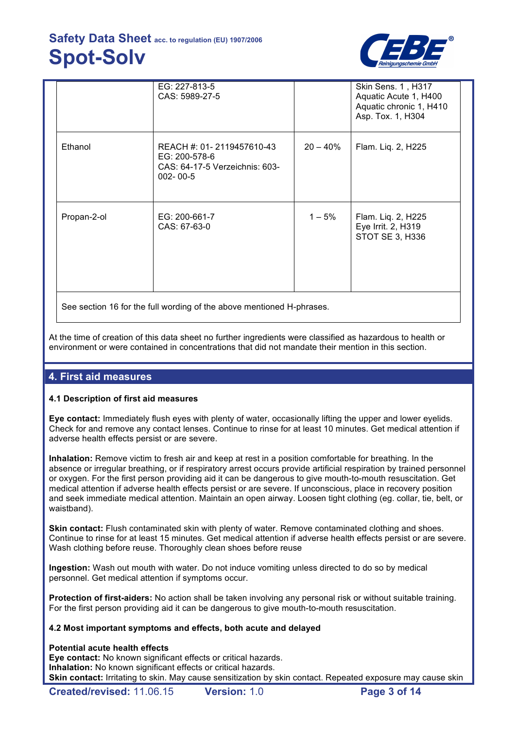|  | EG: 227-813-5<br>CAS: 5989-27-5 |  | Skin Sens. 1 , H317<br>Aquatic Acute 1, H400<br>Aquatic chronic 1, H410<br>Asp. Tox. 1, H304 |
|---|---|---|---|
| Ethanol | REACH #: 01- 2119457610-43<br>EG: 200-578-6<br>CAS: 64-17-5 Verzeichnis: 603-002- 00-5 | 20 – 40% | Flam. Liq. 2, H225 |
| Propan-2-ol | EG: 200-661-7<br>CAS: 67-63-0 | 1 – 5% | Flam. Liq. 2, H225<br>Eye Irrit. 2, H319<br>STOT SE 3, H336 |
| See section 16 for the full wording of the above mentioned H-phrases. | | | |

At the time of creation of this data sheet no further ingredients were classified as hazardous to health or environment or were contained in concentrations that did not mandate their mention in this section.

## 4. First aid measures

### 4.1 Description of first aid measures

**Eye contact:** Immediately flush eyes with plenty of water, occasionally lifting the upper and lower eyelids. Check for and remove any contact lenses. Continue to rinse for at least 10 minutes. Get medical attention if adverse health effects persist or are severe.

**Inhalation:** Remove victim to fresh air and keep at rest in a position comfortable for breathing. In the absence or irregular breathing, or if respiratory arrest occurs provide artificial respiration by trained personnel or oxygen. For the first person providing aid it can be dangerous to give mouth-to-mouth resuscitation. Get medical attention if adverse health effects persist or are severe. If unconscious, place in recovery position and seek immediate medical attention. Maintain an open airway. Loosen tight clothing (eg. collar, tie, belt, or waistband).

**Skin contact:** Flush contaminated skin with plenty of water. Remove contaminated clothing and shoes. Continue to rinse for at least 15 minutes. Get medical attention if adverse health effects persist or are severe. Wash clothing before reuse. Thoroughly clean shoes before reuse

**Ingestion:** Wash out mouth with water. Do not induce vomiting unless directed to do so by medical personnel. Get medical attention if symptoms occur.

**Protection of first-aiders:** No action shall be taken involving any personal risk or without suitable training. For the first person providing aid it can be dangerous to give mouth-to-mouth resuscitation.

### 4.2 Most important symptoms and effects, both acute and delayed

**Potential acute health effects**
**Eye contact:** No known significant effects or critical hazards.
**Inhalation:** No known significant effects or critical hazards.
**Skin contact:** Irritating to skin. May cause sensitization by skin contact. Repeated exposure may cause skin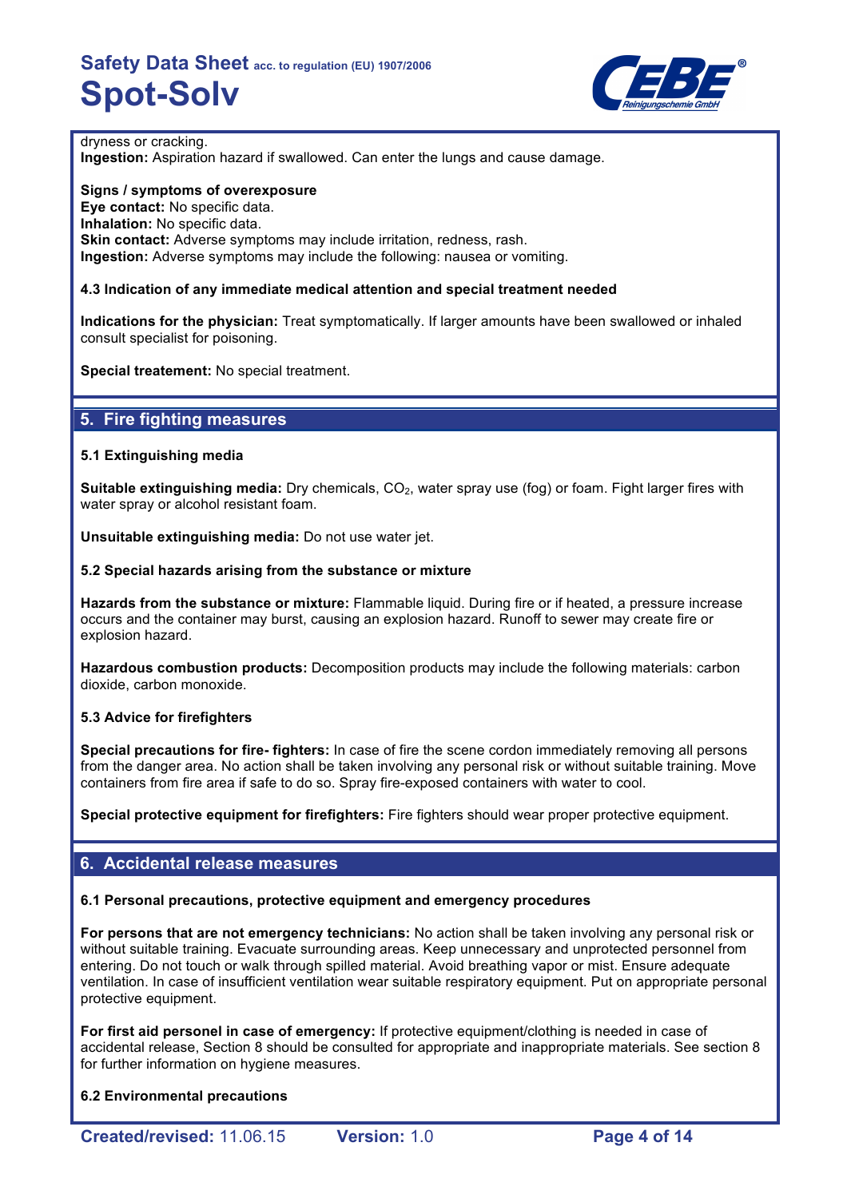dryness or cracking.
**Ingestion:** Aspiration hazard if swallowed. Can enter the lungs and cause damage.

**Signs / symptoms of overexposure**
**Eye contact:** No specific data.
**Inhalation:** No specific data.
**Skin contact:** Adverse symptoms may include irritation, redness, rash.
**Ingestion:** Adverse symptoms may include the following: nausea or vomiting.

### 4.3 Indication of any immediate medical attention and special treatment needed

**Indications for the physician:** Treat symptomatically. If larger amounts have been swallowed or inhaled consult specialist for poisoning.

**Special treatement:** No special treatment.

## 5. Fire fighting measures

### 5.1 Extinguishing media

**Suitable extinguishing media:** Dry chemicals, $CO_2$, water spray use (fog) or foam. Fight larger fires with water spray or alcohol resistant foam.

**Unsuitable extinguishing media:** Do not use water jet.

### 5.2 Special hazards arising from the substance or mixture

**Hazards from the substance or mixture:** Flammable liquid. During fire or if heated, a pressure increase occurs and the container may burst, causing an explosion hazard. Runoff to sewer may create fire or explosion hazard.

**Hazardous combustion products:** Decomposition products may include the following materials: carbon dioxide, carbon monoxide.

### 5.3 Advice for firefighters

**Special precautions for fire- fighters:** In case of fire the scene cordon immediately removing all persons from the danger area. No action shall be taken involving any personal risk or without suitable training. Move containers from fire area if safe to do so. Spray fire-exposed containers with water to cool.

**Special protective equipment for firefighters:** Fire fighters should wear proper protective equipment.

## 6. Accidental release measures

### 6.1 Personal precautions, protective equipment and emergency procedures

**For persons that are not emergency technicians:** No action shall be taken involving any personal risk or without suitable training. Evacuate surrounding areas. Keep unnecessary and unprotected personnel from entering. Do not touch or walk through spilled material. Avoid breathing vapor or mist. Ensure adequate ventilation. In case of insufficient ventilation wear suitable respiratory equipment. Put on appropriate personal protective equipment.

**For first aid personel in case of emergency:** If protective equipment/clothing is needed in case of accidental release, Section 8 should be consulted for appropriate and inappropriate materials. See section 8 for further information on hygiene measures.

### 6.2 Environmental precautions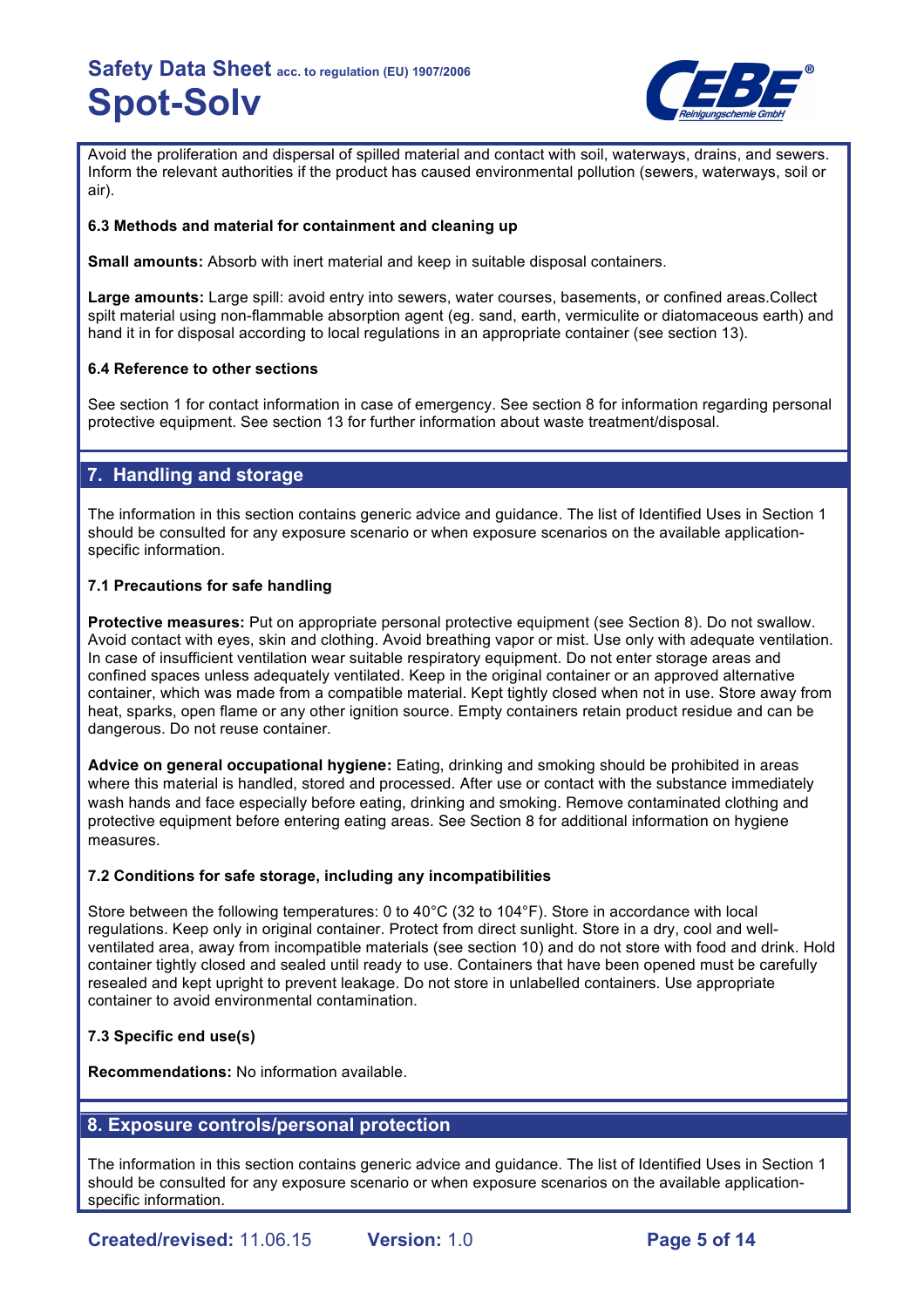Avoid the proliferation and dispersal of spilled material and contact with soil, waterways, drains, and sewers. Inform the relevant authorities if the product has caused environmental pollution (sewers, waterways, soil or air).

**6.3 Methods and material for containment and cleaning up**

**Small amounts:** Absorb with inert material and keep in suitable disposal containers.

**Large amounts:** Large spill: avoid entry into sewers, water courses, basements, or confined areas.Collect spilt material using non-flammable absorption agent (eg. sand, earth, vermiculite or diatomaceous earth) and hand it in for disposal according to local regulations in an appropriate container (see section 13).

**6.4 Reference to other sections**

See section 1 for contact information in case of emergency. See section 8 for information regarding personal protective equipment. See section 13 for further information about waste treatment/disposal.

## 7. Handling and storage

The information in this section contains generic advice and guidance. The list of Identified Uses in Section 1 should be consulted for any exposure scenario or when exposure scenarios on the available application-specific information.

**7.1 Precautions for safe handling**

**Protective measures:** Put on appropriate personal protective equipment (see Section 8). Do not swallow. Avoid contact with eyes, skin and clothing. Avoid breathing vapor or mist. Use only with adequate ventilation. In case of insufficient ventilation wear suitable respiratory equipment. Do not enter storage areas and confined spaces unless adequately ventilated. Keep in the original container or an approved alternative container, which was made from a compatible material. Kept tightly closed when not in use. Store away from heat, sparks, open flame or any other ignition source. Empty containers retain product residue and can be dangerous. Do not reuse container.

**Advice on general occupational hygiene:** Eating, drinking and smoking should be prohibited in areas where this material is handled, stored and processed. After use or contact with the substance immediately wash hands and face especially before eating, drinking and smoking. Remove contaminated clothing and protective equipment before entering eating areas. See Section 8 for additional information on hygiene measures.

**7.2 Conditions for safe storage, including any incompatibilities**

Store between the following temperatures: 0 to 40°C (32 to 104°F). Store in accordance with local regulations. Keep only in original container. Protect from direct sunlight. Store in a dry, cool and well-ventilated area, away from incompatible materials (see section 10) and do not store with food and drink. Hold container tightly closed and sealed until ready to use. Containers that have been opened must be carefully resealed and kept upright to prevent leakage. Do not store in unlabelled containers. Use appropriate container to avoid environmental contamination.

**7.3 Specific end use(s)**

**Recommendations:** No information available.

## 8. Exposure controls/personal protection

The information in this section contains generic advice and guidance. The list of Identified Uses in Section 1 should be consulted for any exposure scenario or when exposure scenarios on the available application-specific information.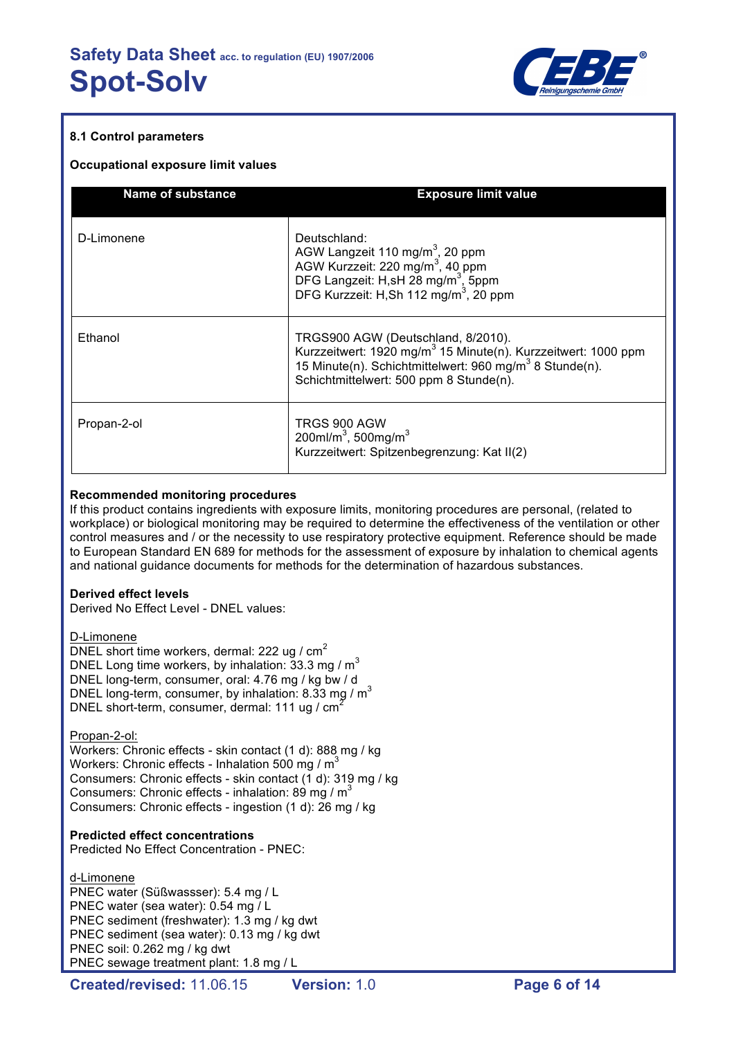### 8.1 Control parameters

**Occupational exposure limit values**

| Name of substance | Exposure limit value |
|---|---|
| D-Limonene | Deutschland:<br>AGW Langzeit 110 mg/m$^3$, 20 ppm<br>AGW Kurzzeit: 220 mg/m$^3$, 40 ppm<br>DFG Langzeit: H,sH 28 mg/m$^3$, 5ppm<br>DFG Kurzzeit: H,Sh 112 mg/m$^3$, 20 ppm |
| Ethanol | TRGS900 AGW (Deutschland, 8/2010).<br>Kurzzeitwert: 1920 mg/m$^3$ 15 Minute(n). Kurzzeitwert: 1000 ppm 15 Minute(n). Schichtmittelwert: 960 mg/m$^3$ 8 Stunde(n). Schichtmittelwert: 500 ppm 8 Stunde(n). |
| Propan-2-ol | TRGS 900 AGW<br>200ml/m$^3$, 500mg/m$^3$<br>Kurzzeitwert: Spitzenbegrenzung: Kat II(2) |

**Recommended monitoring procedures**

If this product contains ingredients with exposure limits, monitoring procedures are personal, (related to workplace) or biological monitoring may be required to determine the effectiveness of the ventilation or other control measures and / or the necessity to use respiratory protective equipment. Reference should be made to European Standard EN 689 for methods for the assessment of exposure by inhalation to chemical agents and national guidance documents for methods for the determination of hazardous substances.

**Derived effect levels**

Derived No Effect Level - DNEL values:

D-Limonene

DNEL short time workers, dermal: 222 ug / cm$^2$
DNEL Long time workers, by inhalation: 33.3 mg / m$^3$
DNEL long-term, consumer, oral: 4.76 mg / kg bw / d
DNEL long-term, consumer, by inhalation: 8.33 mg / m$^3$
DNEL short-term, consumer, dermal: 111 ug / cm$^2$

Propan-2-ol:

Workers: Chronic effects - skin contact (1 d): 888 mg / kg
Workers: Chronic effects - Inhalation 500 mg / m$^3$
Consumers: Chronic effects - skin contact (1 d): 319 mg / kg
Consumers: Chronic effects - inhalation: 89 mg / m$^3$
Consumers: Chronic effects - ingestion (1 d): 26 mg / kg

**Predicted effect concentrations**

Predicted No Effect Concentration - PNEC:

d-Limonene

PNEC water (Süßwassser): 5.4 mg / L
PNEC water (sea water): 0.54 mg / L
PNEC sediment (freshwater): 1.3 mg / kg dwt
PNEC sediment (sea water): 0.13 mg / kg dwt
PNEC soil: 0.262 mg / kg dwt
PNEC sewage treatment plant: 1.8 mg / L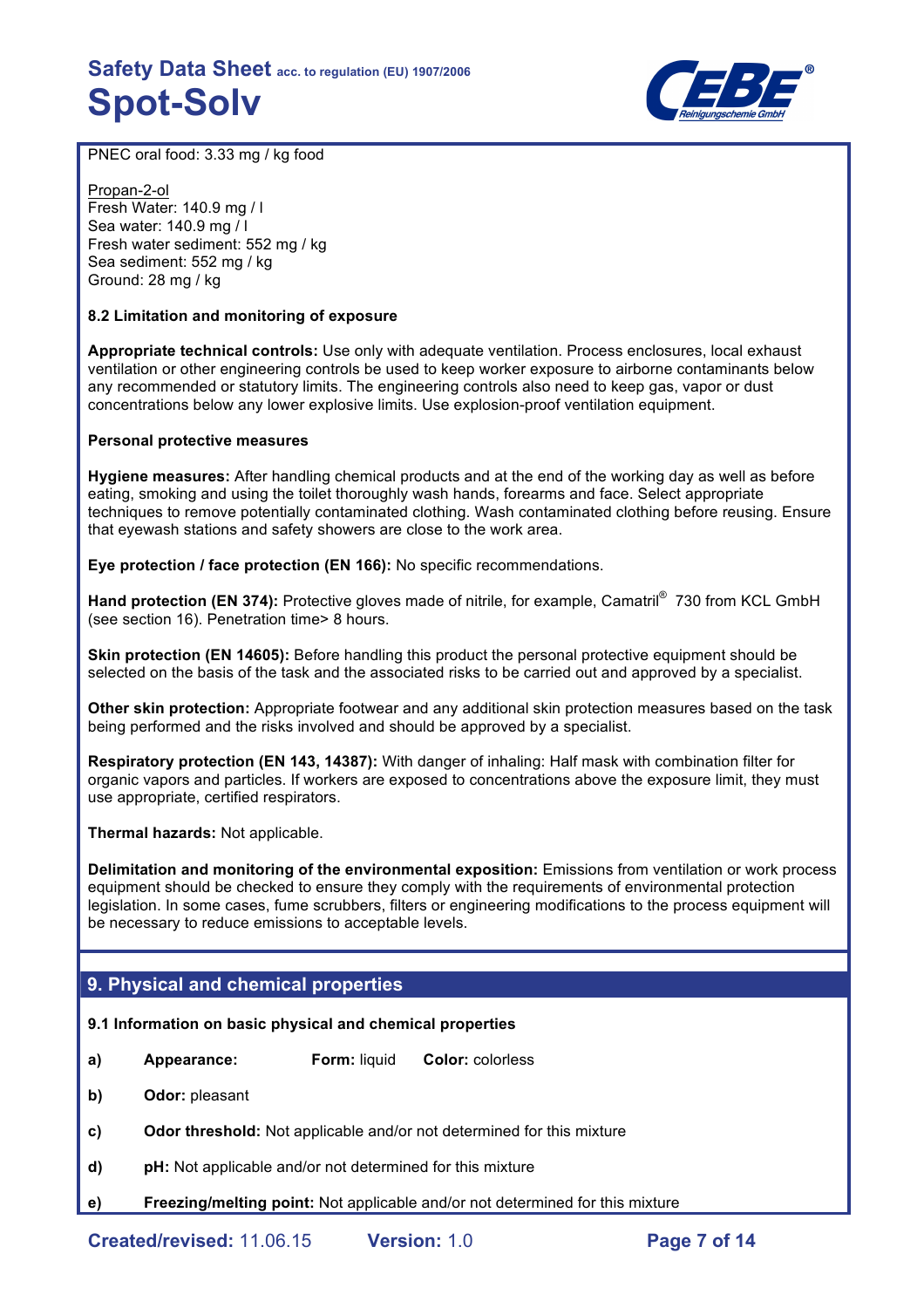PNEC oral food: 3.33 mg / kg food

Propan-2-ol
Fresh Water: 140.9 mg / l
Sea water: 140.9 mg / l
Fresh water sediment: 552 mg / kg
Sea sediment: 552 mg / kg
Ground: 28 mg / kg

**8.2 Limitation and monitoring of exposure**

**Appropriate technical controls:** Use only with adequate ventilation. Process enclosures, local exhaust ventilation or other engineering controls be used to keep worker exposure to airborne contaminants below any recommended or statutory limits. The engineering controls also need to keep gas, vapor or dust concentrations below any lower explosive limits. Use explosion-proof ventilation equipment.

**Personal protective measures**

**Hygiene measures:** After handling chemical products and at the end of the working day as well as before eating, smoking and using the toilet thoroughly wash hands, forearms and face. Select appropriate techniques to remove potentially contaminated clothing. Wash contaminated clothing before reusing. Ensure that eyewash stations and safety showers are close to the work area.

**Eye protection / face protection (EN 166):** No specific recommendations.

**Hand protection (EN 374):** Protective gloves made of nitrile, for example, Camatril® 730 from KCL GmbH (see section 16). Penetration time> 8 hours.

**Skin protection (EN 14605):** Before handling this product the personal protective equipment should be selected on the basis of the task and the associated risks to be carried out and approved by a specialist.

**Other skin protection:** Appropriate footwear and any additional skin protection measures based on the task being performed and the risks involved and should be approved by a specialist.

**Respiratory protection (EN 143, 14387):** With danger of inhaling: Half mask with combination filter for organic vapors and particles. If workers are exposed to concentrations above the exposure limit, they must use appropriate, certified respirators.

**Thermal hazards:** Not applicable.

**Delimitation and monitoring of the environmental exposition:** Emissions from ventilation or work process equipment should be checked to ensure they comply with the requirements of environmental protection legislation. In some cases, fume scrubbers, filters or engineering modifications to the process equipment will be necessary to reduce emissions to acceptable levels.

## 9. Physical and chemical properties

**9.1 Information on basic physical and chemical properties**

**a)** **Appearance:** **Form:** liquid **Color:** colorless

**b)** **Odor:** pleasant

**c)** **Odor threshold:** Not applicable and/or not determined for this mixture

**d)** **pH:** Not applicable and/or not determined for this mixture

**e)** **Freezing/melting point:** Not applicable and/or not determined for this mixture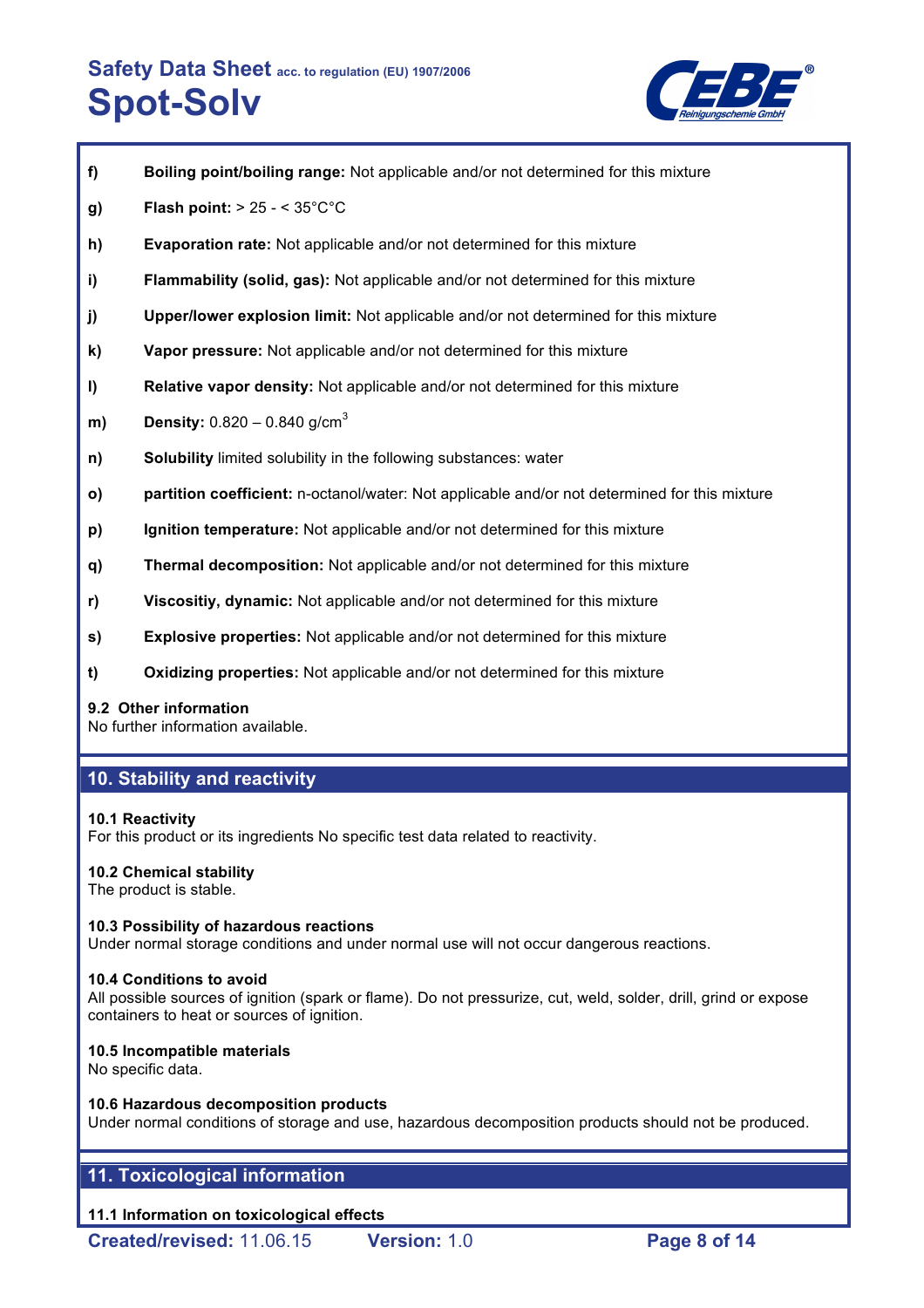**f) Boiling point/boiling range:** Not applicable and/or not determined for this mixture

**g) Flash point:** > 25 - < 35°C°C

**h) Evaporation rate:** Not applicable and/or not determined for this mixture

**i) Flammability (solid, gas):** Not applicable and/or not determined for this mixture

**j) Upper/lower explosion limit:** Not applicable and/or not determined for this mixture

**k) Vapor pressure:** Not applicable and/or not determined for this mixture

**l) Relative vapor density:** Not applicable and/or not determined for this mixture

**m) Density:** 0.820 – 0.840 $g/cm^3$

**n) Solubility** limited solubility in the following substances: water

**o) partition coefficient:** n-octanol/water: Not applicable and/or not determined for this mixture

**p) Ignition temperature:** Not applicable and/or not determined for this mixture

**q) Thermal decomposition:** Not applicable and/or not determined for this mixture

**r) Viscositiy, dynamic:** Not applicable and/or not determined for this mixture

**s) Explosive properties:** Not applicable and/or not determined for this mixture

**t) Oxidizing properties:** Not applicable and/or not determined for this mixture

### 9.2 Other information

No further information available.

## 10. Stability and reactivity

### 10.1 Reactivity

For this product or its ingredients No specific test data related to reactivity.

### 10.2 Chemical stability

The product is stable.

### 10.3 Possibility of hazardous reactions

Under normal storage conditions and under normal use will not occur dangerous reactions.

### 10.4 Conditions to avoid

All possible sources of ignition (spark or flame). Do not pressurize, cut, weld, solder, drill, grind or expose containers to heat or sources of ignition.

### 10.5 Incompatible materials

No specific data.

### 10.6 Hazardous decomposition products

Under normal conditions of storage and use, hazardous decomposition products should not be produced.

## 11. Toxicological information

### 11.1 Information on toxicological effects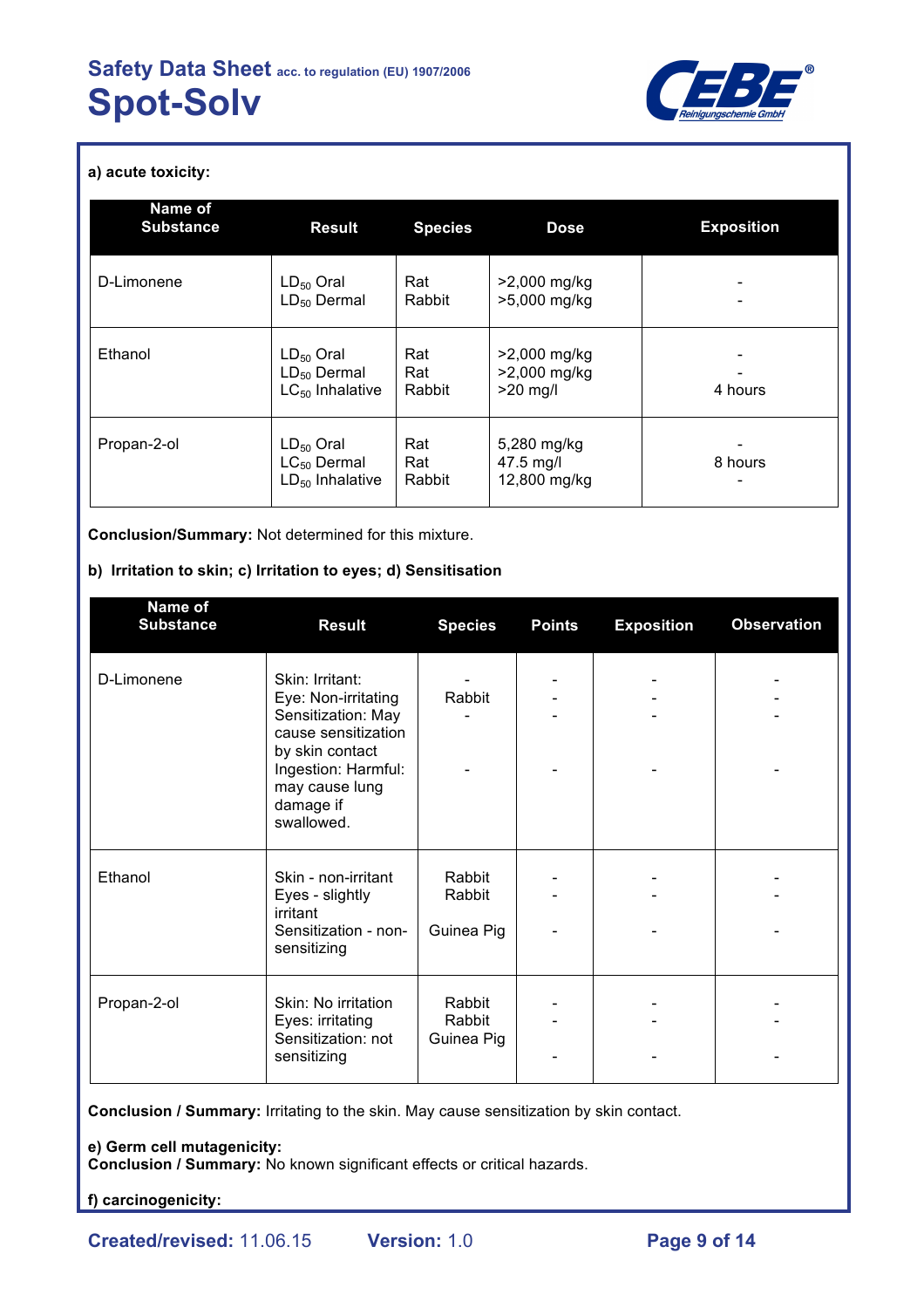**a) acute toxicity:**

| Name of Substance | Result | Species | Dose | Exposition |
|---|---|---|---|---|
| D-Limonene | $LD_{50}$ Oral<br>$LD_{50}$ Dermal | Rat<br>Rabbit | >2,000 mg/kg<br>>5,000 mg/kg | -<br>- |
| Ethanol | $LD_{50}$ Oral<br>$LD_{50}$ Dermal<br>$LC_{50}$ Inhalative | Rat<br>Rat<br>Rabbit | >2,000 mg/kg<br>>2,000 mg/kg<br>>20 mg/l | -<br>-<br>4 hours |
| Propan-2-ol | $LD_{50}$ Oral<br>$LC_{50}$ Dermal<br>$LD_{50}$ Inhalative | Rat<br>Rat<br>Rabbit | 5,280 mg/kg<br>47.5 mg/l<br>12,800 mg/kg | -<br>8 hours<br>- |

**Conclusion/Summary:** Not determined for this mixture.

**b) Irritation to skin; c) Irritation to eyes; d) Sensitisation**

| Name of Substance | Result | Species | Points | Exposition | Observation |
|---|---|---|---|---|---|
| D-Limonene | Skin: Irritant:<br>Eye: Non-irritating<br>Sensitization: May cause sensitization by skin contact<br>Ingestion: Harmful: may cause lung damage if swallowed. | -<br>Rabbit<br>-<br>- | -<br>-<br>-<br>- | -<br>-<br>-<br>- | -<br>-<br>-<br>- |
| Ethanol | Skin - non-irritant<br>Eyes - slightly irritant<br>Sensitization - non-sensitizing | Rabbit<br>Rabbit<br>Guinea Pig | -<br>-<br>- | -<br>-<br>- | -<br>-<br>- |
| Propan-2-ol | Skin: No irritation<br>Eyes: irritating<br>Sensitization: not sensitizing | Rabbit<br>Rabbit<br>Guinea Pig | -<br>-<br>- | -<br>-<br>- | -<br>-<br>- |

**Conclusion / Summary:** Irritating to the skin. May cause sensitization by skin contact.

**e) Germ cell mutagenicity:**
**Conclusion / Summary:** No known significant effects or critical hazards.

**f) carcinogenicity:**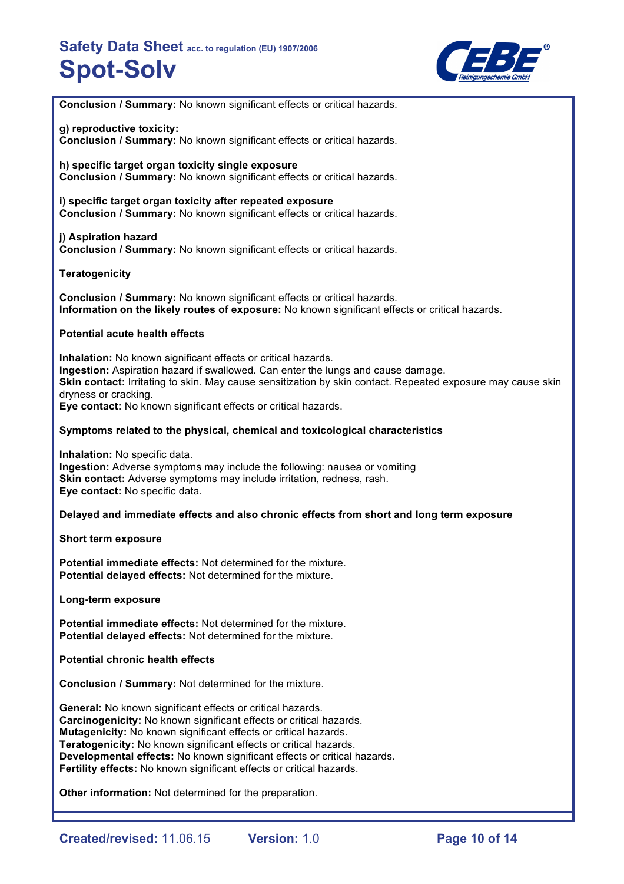**Conclusion / Summary:** No known significant effects or critical hazards.

**g) reproductive toxicity:**
**Conclusion / Summary:** No known significant effects or critical hazards.

**h) specific target organ toxicity single exposure**
**Conclusion / Summary:** No known significant effects or critical hazards.

**i) specific target organ toxicity after repeated exposure**
**Conclusion / Summary:** No known significant effects or critical hazards.

**j) Aspiration hazard**
**Conclusion / Summary:** No known significant effects or critical hazards.

**Teratogenicity**

**Conclusion / Summary:** No known significant effects or critical hazards.
**Information on the likely routes of exposure:** No known significant effects or critical hazards.

**Potential acute health effects**

**Inhalation:** No known significant effects or critical hazards.
**Ingestion:** Aspiration hazard if swallowed. Can enter the lungs and cause damage.
**Skin contact:** Irritating to skin. May cause sensitization by skin contact. Repeated exposure may cause skin dryness or cracking.
**Eye contact:** No known significant effects or critical hazards.

**Symptoms related to the physical, chemical and toxicological characteristics**

**Inhalation:** No specific data.
**Ingestion:** Adverse symptoms may include the following: nausea or vomiting
**Skin contact:** Adverse symptoms may include irritation, redness, rash.
**Eye contact:** No specific data.

**Delayed and immediate effects and also chronic effects from short and long term exposure**

**Short term exposure**

**Potential immediate effects:** Not determined for the mixture.
**Potential delayed effects:** Not determined for the mixture.

**Long-term exposure**

**Potential immediate effects:** Not determined for the mixture.
**Potential delayed effects:** Not determined for the mixture.

**Potential chronic health effects**

**Conclusion / Summary:** Not determined for the mixture.

**General:** No known significant effects or critical hazards.
**Carcinogenicity:** No known significant effects or critical hazards.
**Mutagenicity:** No known significant effects or critical hazards.
**Teratogenicity:** No known significant effects or critical hazards.
**Developmental effects:** No known significant effects or critical hazards.
**Fertility effects:** No known significant effects or critical hazards.

**Other information:** Not determined for the preparation.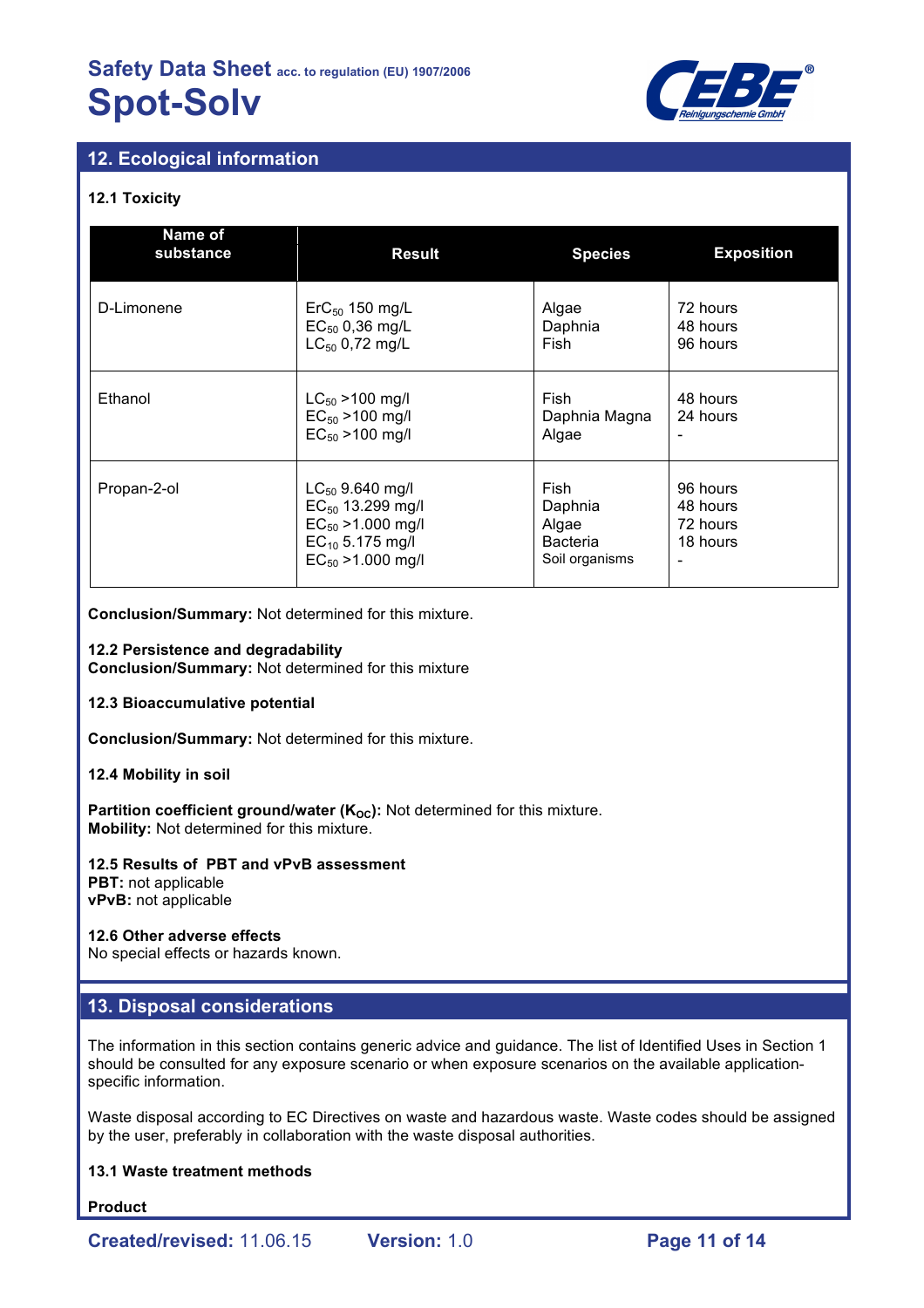## 12. Ecological information

### 12.1 Toxicity

| Name of substance | Result | Species | Exposition |
|---|---|---|---|
| D-Limonene | $ErC_{50}$ 150 mg/L<br>$EC_{50}$ 0,36 mg/L<br>$LC_{50}$ 0,72 mg/L | Algae<br>Daphnia<br>Fish | 72 hours<br>48 hours<br>96 hours |
| Ethanol | $LC_{50}$ >100 mg/l<br>$EC_{50}$ >100 mg/l<br>$EC_{50}$ >100 mg/l | Fish<br>Daphnia Magna<br>Algae | 48 hours<br>24 hours<br>- |
| Propan-2-ol | $LC_{50}$ 9.640 mg/l<br>$EC_{50}$ 13.299 mg/l<br>$EC_{50}$ >1.000 mg/l<br>$EC_{10}$ 5.175 mg/l<br>$EC_{50}$ >1.000 mg/l | Fish<br>Daphnia<br>Algae<br>Bacteria<br>Soil organisms | 96 hours<br>48 hours<br>72 hours<br>18 hours<br>- |

**Conclusion/Summary:** Not determined for this mixture.

### 12.2 Persistence and degradability

**Conclusion/Summary:** Not determined for this mixture

### 12.3 Bioaccumulative potential

**Conclusion/Summary:** Not determined for this mixture.

### 12.4 Mobility in soil

**Partition coefficient ground/water ($K_{OC}$):** Not determined for this mixture.
**Mobility:** Not determined for this mixture.

### 12.5 Results of PBT and vPvB assessment

**PBT:** not applicable
**vPvB:** not applicable

### 12.6 Other adverse effects

No special effects or hazards known.

## 13. Disposal considerations

The information in this section contains generic advice and guidance. The list of Identified Uses in Section 1 should be consulted for any exposure scenario or when exposure scenarios on the available application-specific information.

Waste disposal according to EC Directives on waste and hazardous waste. Waste codes should be assigned by the user, preferably in collaboration with the waste disposal authorities.

### 13.1 Waste treatment methods

**Product**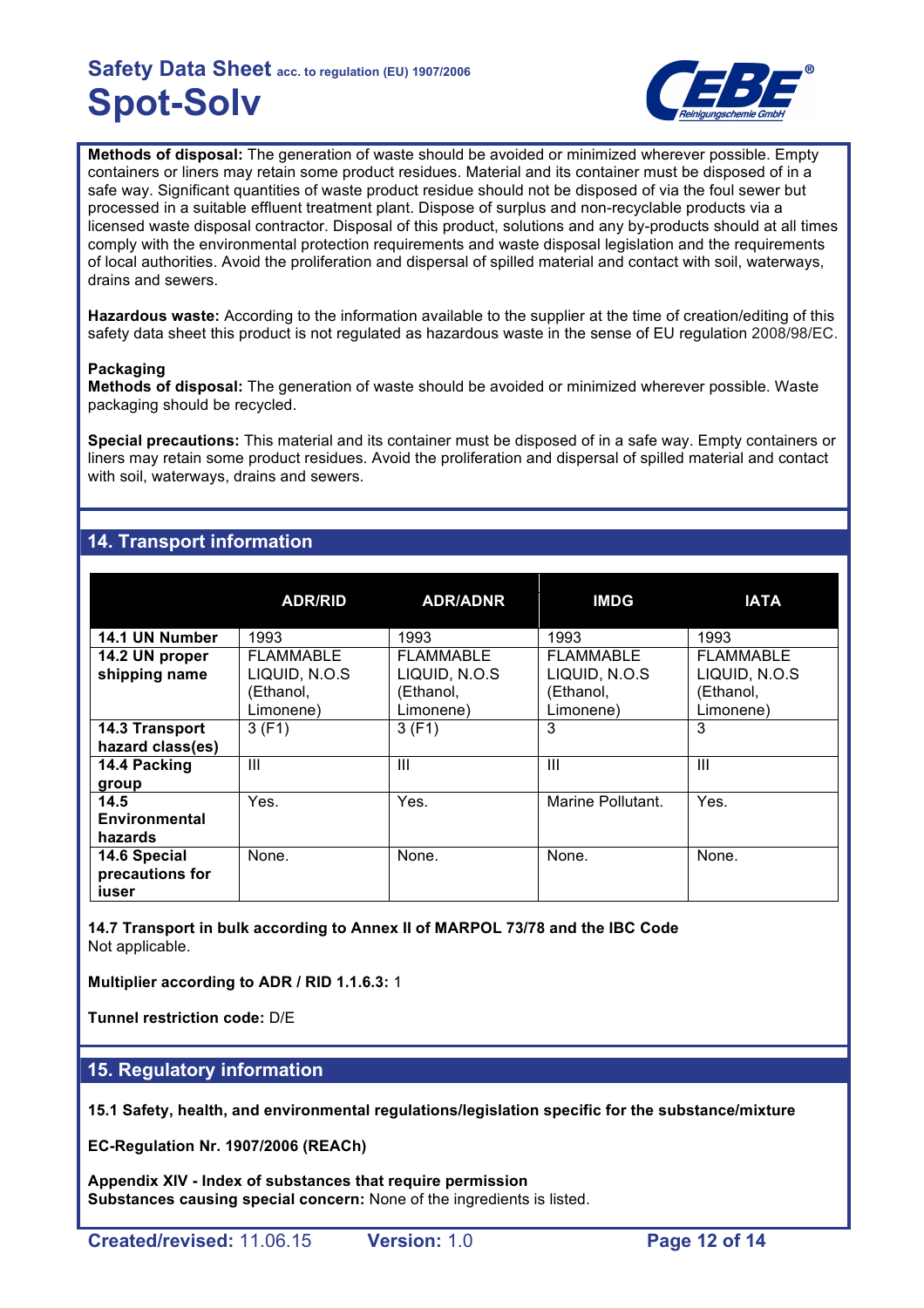**Methods of disposal:** The generation of waste should be avoided or minimized wherever possible. Empty containers or liners may retain some product residues. Material and its container must be disposed of in a safe way. Significant quantities of waste product residue should not be disposed of via the foul sewer but processed in a suitable effluent treatment plant. Dispose of surplus and non-recyclable products via a licensed waste disposal contractor. Disposal of this product, solutions and any by-products should at all times comply with the environmental protection requirements and waste disposal legislation and the requirements of local authorities. Avoid the proliferation and dispersal of spilled material and contact with soil, waterways, drains and sewers.

**Hazardous waste:** According to the information available to the supplier at the time of creation/editing of this safety data sheet this product is not regulated as hazardous waste in the sense of EU regulation 2008/98/EC.

**Packaging**
**Methods of disposal:** The generation of waste should be avoided or minimized wherever possible. Waste packaging should be recycled.

**Special precautions:** This material and its container must be disposed of in a safe way. Empty containers or liners may retain some product residues. Avoid the proliferation and dispersal of spilled material and contact with soil, waterways, drains and sewers.

## 14. Transport information

| | ADR/RID | ADR/ADNR | IMDG | IATA |
|---|---|---|---|---|
| **14.1 UN Number** | 1993 | 1993 | 1993 | 1993 |
| **14.2 UN proper shipping name** | FLAMMABLE LIQUID, N.O.S (Ethanol, Limonene) | FLAMMABLE LIQUID, N.O.S (Ethanol, Limonene) | FLAMMABLE LIQUID, N.O.S (Ethanol, Limonene) | FLAMMABLE LIQUID, N.O.S (Ethanol, Limonene) |
| **14.3 Transport hazard class(es)** | 3 (F1) | 3 (F1) | 3 | 3 |
| **14.4 Packing group** | III | III | III | III |
| **14.5 Environmental hazards** | Yes. | Yes. | Marine Pollutant. | Yes. |
| **14.6 Special precautions for iuser** | None. | None. | None. | None. |

**14.7 Transport in bulk according to Annex II of MARPOL 73/78 and the IBC Code**
Not applicable.

**Multiplier according to ADR / RID 1.1.6.3:** 1

**Tunnel restriction code:** D/E

## 15. Regulatory information

**15.1 Safety, health, and environmental regulations/legislation specific for the substance/mixture**

**EC-Regulation Nr. 1907/2006 (REACh)**

**Appendix XIV - Index of substances that require permission**
**Substances causing special concern:** None of the ingredients is listed.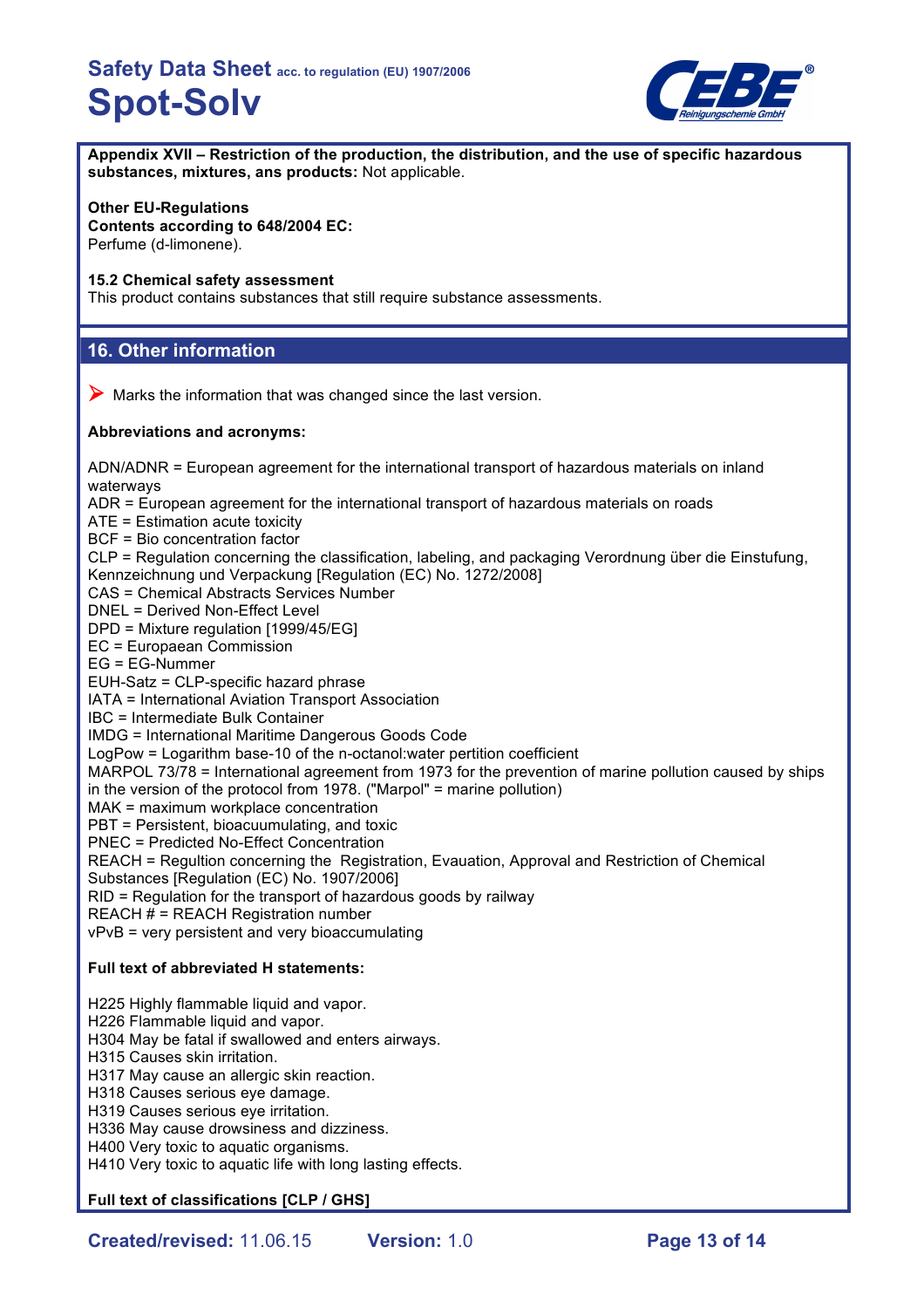**Appendix XVII – Restriction of the production, the distribution, and the use of specific hazardous substances, mixtures, ans products:** Not applicable.

**Other EU-Regulations**
**Contents according to 648/2004 EC:**
Perfume (d-limonene).

**15.2 Chemical safety assessment**
This product contains substances that still require substance assessments.

## 16. Other information

➤ Marks the information that was changed since the last version.

**Abbreviations and acronyms:**

ADN/ADNR = European agreement for the international transport of hazardous materials on inland waterways
ADR = European agreement for the international transport of hazardous materials on roads
ATE = Estimation acute toxicity
BCF = Bio concentration factor
CLP = Regulation concerning the classification, labeling, and packaging Verordnung über die Einstufung, Kennzeichnung und Verpackung [Regulation (EC) No. 1272/2008]
CAS = Chemical Abstracts Services Number
DNEL = Derived Non-Effect Level
DPD = Mixture regulation [1999/45/EG]
EC = Europaean Commission
EG = EG-Nummer
EUH-Satz = CLP-specific hazard phrase
IATA = International Aviation Transport Association
IBC = Intermediate Bulk Container
IMDG = International Maritime Dangerous Goods Code
LogPow = Logarithm base-10 of the n-octanol:water pertition coefficient
MARPOL 73/78 = International agreement from 1973 for the prevention of marine pollution caused by ships in the version of the protocol from 1978. ("Marpol" = marine pollution)
MAK = maximum workplace concentration
PBT = Persistent, bioacuumulating, and toxic
PNEC = Predicted No-Effect Concentration
REACH = Regultion concerning the Registration, Evauation, Approval and Restriction of Chemical Substances [Regulation (EC) No. 1907/2006]
RID = Regulation for the transport of hazardous goods by railway
REACH # = REACH Registration number
vPvB = very persistent and very bioaccumulating

**Full text of abbreviated H statements:**

H225 Highly flammable liquid and vapor.
H226 Flammable liquid and vapor.
H304 May be fatal if swallowed and enters airways.
H315 Causes skin irritation.
H317 May cause an allergic skin reaction.
H318 Causes serious eye damage.
H319 Causes serious eye irritation.
H336 May cause drowsiness and dizziness.
H400 Very toxic to aquatic organisms.
H410 Very toxic to aquatic life with long lasting effects.

**Full text of classifications [CLP / GHS]**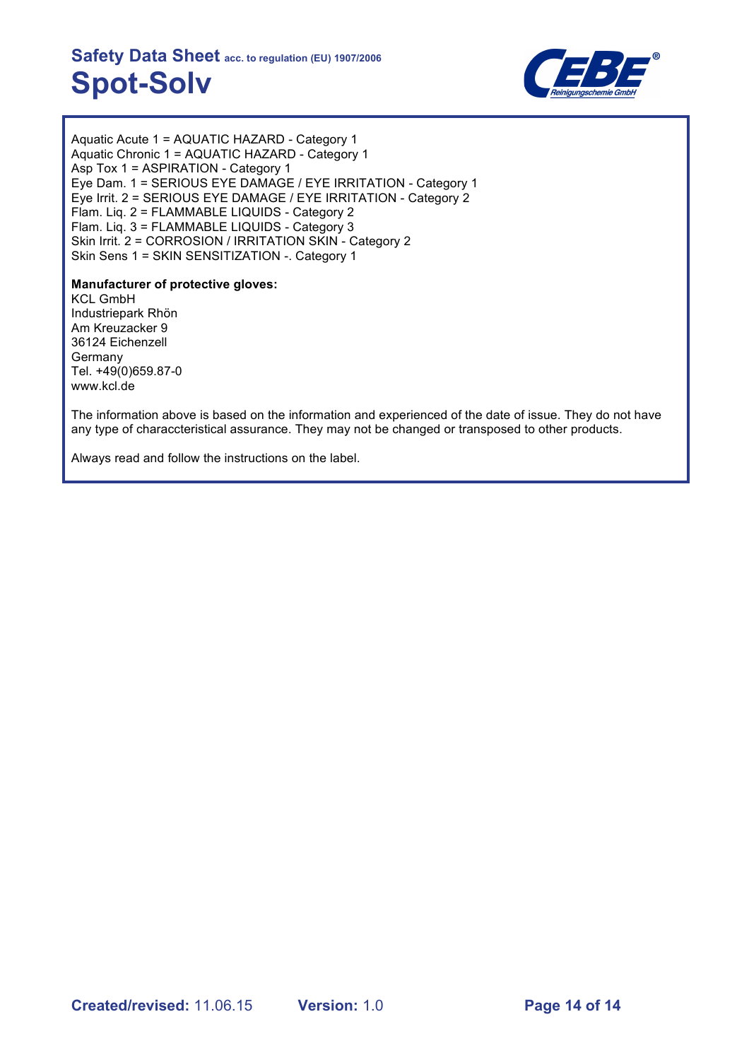Aquatic Acute 1 = AQUATIC HAZARD - Category 1
Aquatic Chronic 1 = AQUATIC HAZARD - Category 1
Asp Tox 1 = ASPIRATION - Category 1
Eye Dam. 1 = SERIOUS EYE DAMAGE / EYE IRRITATION - Category 1
Eye Irrit. 2 = SERIOUS EYE DAMAGE / EYE IRRITATION - Category 2
Flam. Liq. 2 = FLAMMABLE LIQUIDS - Category 2
Flam. Liq. 3 = FLAMMABLE LIQUIDS - Category 3
Skin Irrit. 2 = CORROSION / IRRITATION SKIN - Category 2
Skin Sens 1 = SKIN SENSITIZATION -. Category 1

**Manufacturer of protective gloves:**
KCL GmbH
Industriepark Rhön
Am Kreuzacker 9
36124 Eichenzell
Germany
Tel. +49(0)659.87-0
www.kcl.de

The information above is based on the information and experienced of the date of issue. They do not have any type of characcteristical assurance. They may not be changed or transposed to other products.

Always read and follow the instructions on the label.